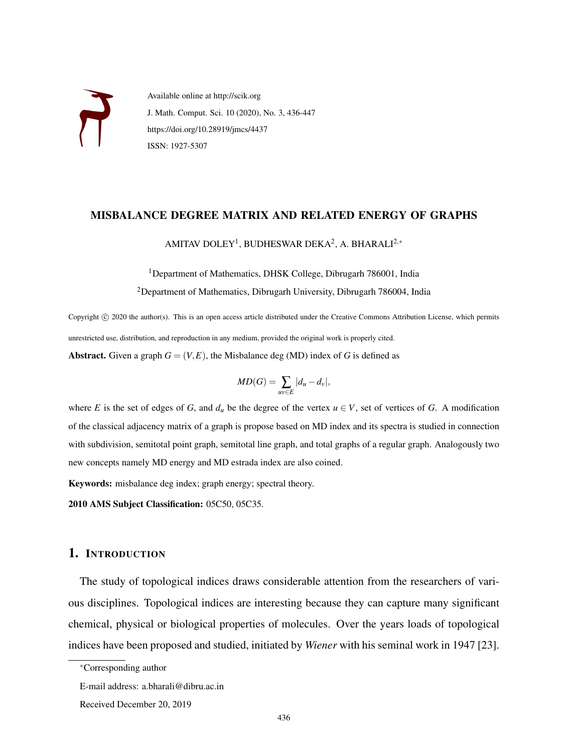Available online at http://scik.org

J. Math. Comput. Sci. 10 (2020), No. 3, 436-447

https://doi.org/10.28919/jmcs/4437

ISSN: 1927-5307

# MISBALANCE DEGREE MATRIX AND RELATED ENERGY OF GRAPHS

AMITAV DOLEY[1], BUDHESWAR DEKA[2], A. BHARALI[2,*]

[1]Department of Mathematics, DHSK College, Dibrugarh 786001, India

[2]Department of Mathematics, Dibrugarh University, Dibrugarh 786004, India

Copyright © 2020 the author(s). This is an open access article distributed under the Creative Commons Attribution License, which permits unrestricted use, distribution, and reproduction in any medium, provided the original work is properly cited.

**Abstract.** Given a graph $G = (V, E)$, the Misbalance deg (MD) index of $G$ is defined as

$$MD(G) = \sum_{uv \in E} |d_u - d_v|,$$

where $E$ is the set of edges of $G$, and $d_u$ be the degree of the vertex $u \in V$, set of vertices of $G$. A modification of the classical adjacency matrix of a graph is propose based on MD index and its spectra is studied in connection with subdivision, semitotal point graph, semitotal line graph, and total graphs of a regular graph. Analogously two new concepts namely MD energy and MD estrada index are also coined.

**Keywords:** misbalance deg index; graph energy; spectral theory.

**2010 AMS Subject Classification:** 05C50, 05C35.

## 1. Introduction

The study of topological indices draws considerable attention from the researchers of various disciplines. Topological indices are interesting because they can capture many significant chemical, physical or biological properties of molecules. Over the years loads of topological indices have been proposed and studied, initiated by *Wiener* with his seminal work in 1947 [23].

*Corresponding author

E-mail address: a.bharali@dibru.ac.in

Received December 20, 2019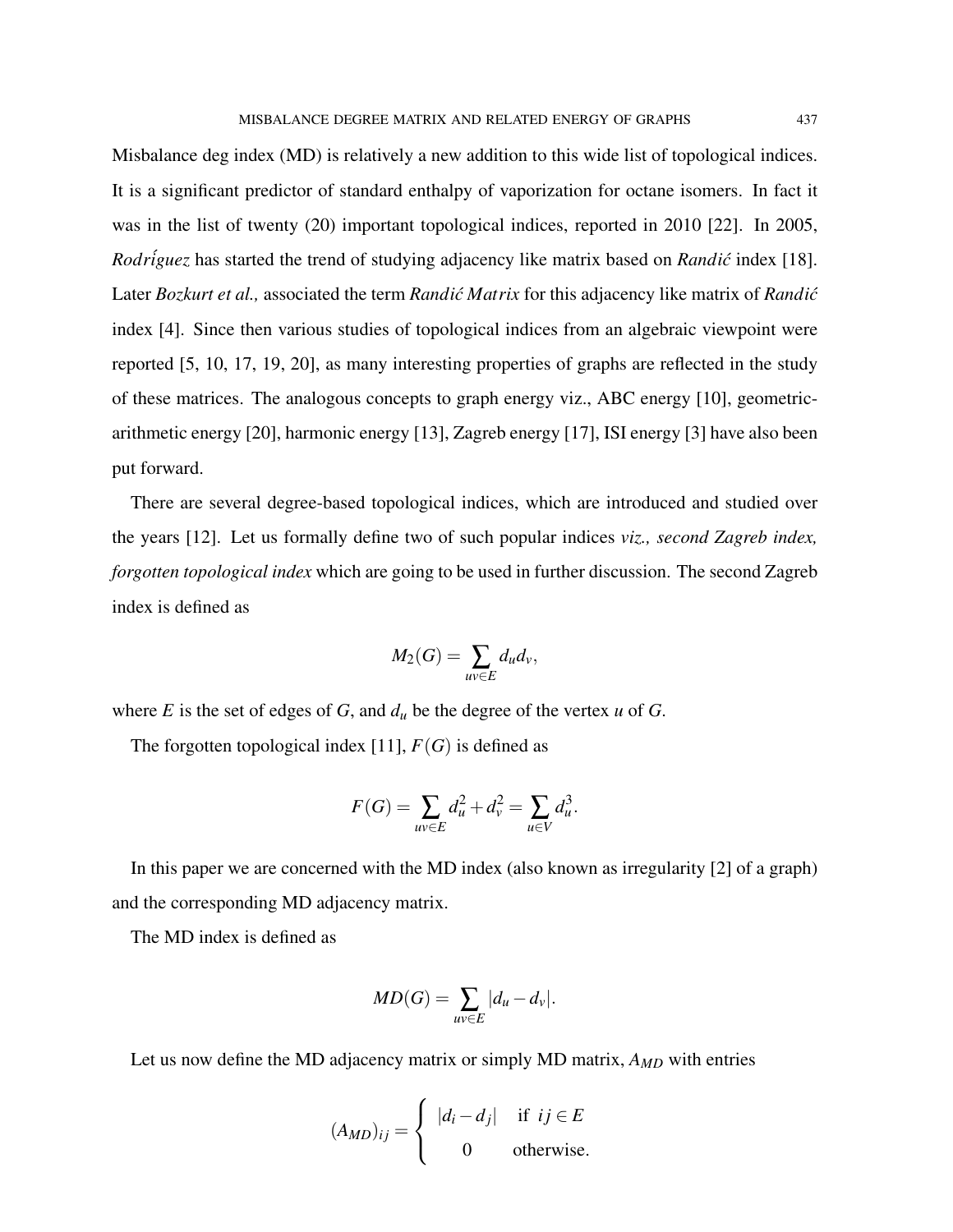Misbalance deg index (MD) is relatively a new addition to this wide list of topological indices. It is a significant predictor of standard enthalpy of vaporization for octane isomers. In fact it was in the list of twenty (20) important topological indices, reported in 2010 [22]. In 2005, *Rodríguez* has started the trend of studying adjacency like matrix based on *Randić* index [18]. Later *Bozkurt et al.,* associated the term *Randić Matrix* for this adjacency like matrix of *Randić* index [4]. Since then various studies of topological indices from an algebraic viewpoint were reported [5, 10, 17, 19, 20], as many interesting properties of graphs are reflected in the study of these matrices. The analogous concepts to graph energy viz., ABC energy [10], geometric-arithmetic energy [20], harmonic energy [13], Zagreb energy [17], ISI energy [3] have also been put forward.

There are several degree-based topological indices, which are introduced and studied over the years [12]. Let us formally define two of such popular indices *viz., second Zagreb index, forgotten topological index* which are going to be used in further discussion. The second Zagreb index is defined as

$$M_2(G) = \sum_{uv \in E} d_u d_v,$$

where $E$ is the set of edges of $G$, and $d_u$ be the degree of the vertex $u$ of $G$.

The forgotten topological index [11], $F(G)$ is defined as

$$F(G) = \sum_{uv \in E} d_u^2 + d_v^2 = \sum_{u \in V} d_u^3.$$

In this paper we are concerned with the MD index (also known as irregularity [2] of a graph) and the corresponding MD adjacency matrix.

The MD index is defined as

$$MD(G) = \sum_{uv \in E} |d_u - d_v|.$$

Let us now define the MD adjacency matrix or simply MD matrix, $A_{MD}$ with entries

$$(A_{MD})_{ij} = \begin{cases} |d_i - d_j| & \text{if } ij \in E \\ 0 & \text{otherwise.} \end{cases}$$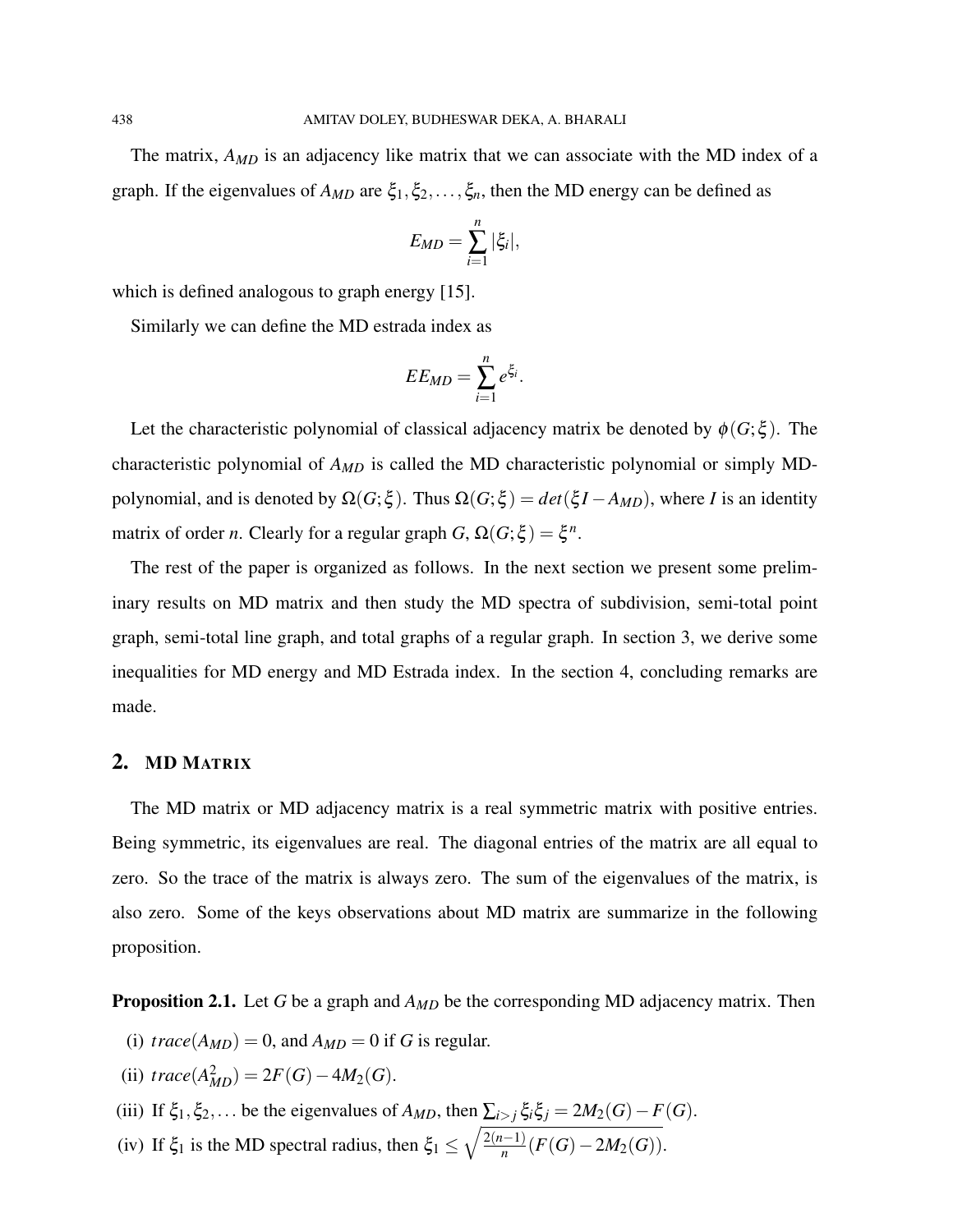The matrix, $A_{MD}$ is an adjacency like matrix that we can associate with the MD index of a graph. If the eigenvalues of $A_{MD}$ are $\xi_1, \xi_2, \ldots, \xi_n$, then the MD energy can be defined as

$$E_{MD} = \sum_{i=1}^{n} |\xi_i|,$$

which is defined analogous to graph energy [15].

Similarly we can define the MD estrada index as

$$EE_{MD} = \sum_{i=1}^{n} e^{\xi_i}.$$

Let the characteristic polynomial of classical adjacency matrix be denoted by $\phi(G;\xi)$. The characteristic polynomial of $A_{MD}$ is called the MD characteristic polynomial or simply MD-polynomial, and is denoted by $\Omega(G;\xi)$. Thus $\Omega(G;\xi) = det(\xi I - A_{MD})$, where $I$ is an identity matrix of order $n$. Clearly for a regular graph $G$, $\Omega(G;\xi) = \xi^n$.

The rest of the paper is organized as follows. In the next section we present some preliminary results on MD matrix and then study the MD spectra of subdivision, semi-total point graph, semi-total line graph, and total graphs of a regular graph. In section 3, we derive some inequalities for MD energy and MD Estrada index. In the section 4, concluding remarks are made.

## 2. MD MATRIX

The MD matrix or MD adjacency matrix is a real symmetric matrix with positive entries. Being symmetric, its eigenvalues are real. The diagonal entries of the matrix are all equal to zero. So the trace of the matrix is always zero. The sum of the eigenvalues of the matrix, is also zero. Some of the keys observations about MD matrix are summarize in the following proposition.

**Proposition 2.1.** Let $G$ be a graph and $A_{MD}$ be the corresponding MD adjacency matrix. Then

(i) $trace(A_{MD}) = 0$, and $A_{MD} = 0$ if $G$ is regular.

(ii) $trace(A_{MD}^2) = 2F(G) - 4M_2(G)$.

(iii) If $\xi_1, \xi_2, \ldots$ be the eigenvalues of $A_{MD}$, then $\sum_{i>j} \xi_i \xi_j = 2M_2(G) - F(G)$.

(iv) If $\xi_1$ is the MD spectral radius, then $\xi_1 \leq \sqrt{\frac{2(n-1)}{n}(F(G) - 2M_2(G))}$.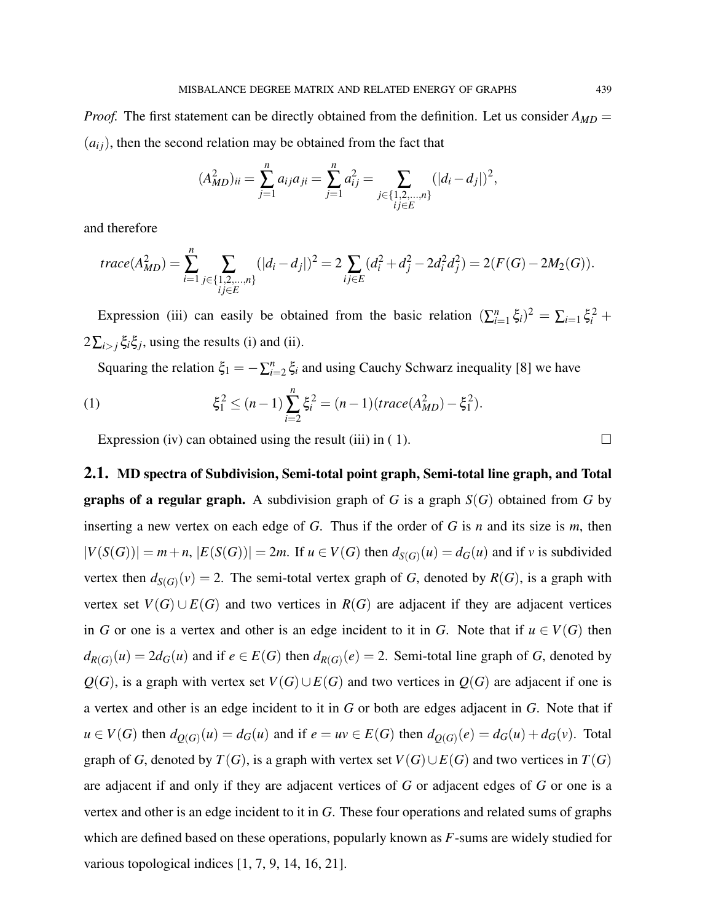*Proof.* The first statement can be directly obtained from the definition. Let us consider $A_{MD} = (a_{ij})$, then the second relation may be obtained from the fact that

$$(A_{MD}^2)_{ii} = \sum_{j=1}^{n} a_{ij}a_{ji} = \sum_{j=1}^{n} a_{ij}^2 = \sum_{\substack{j\in\{1,2,\ldots,n\}\\ ij\in E}} (|d_i - d_j|)^2,$$

and therefore

$$trace(A_{MD}^2) = \sum_{i=1}^{n} \sum_{\substack{j\in\{1,2,\ldots,n\}\\ ij\in E}} (|d_i - d_j|)^2 = 2\sum_{ij\in E} (d_i^2 + d_j^2 - 2d_i^2 d_j^2) = 2(F(G) - 2M_2(G)).$$

Expression (iii) can easily be obtained from the basic relation $(\sum_{i=1}^{n} \xi_i)^2 = \sum_{i=1} \xi_i^2 + 2\sum_{i>j} \xi_i \xi_j$, using the results (i) and (ii).

Squaring the relation $\xi_1 = -\sum_{i=2}^{n} \xi_i$ and using Cauchy Schwarz inequality [8] we have

$$\xi_1^2 \le (n-1)\sum_{i=2}^{n} \xi_i^2 = (n-1)(trace(A_{MD}^2) - \xi_1^2). \tag{1}$$

Expression (iv) can obtained using the result (iii) in ( 1). $\square$

## 2.1. MD spectra of Subdivision, Semi-total point graph, Semi-total line graph, and Total graphs of a regular graph.

A subdivision graph of $G$ is a graph $S(G)$ obtained from $G$ by inserting a new vertex on each edge of $G$. Thus if the order of $G$ is $n$ and its size is $m$, then $|V(S(G))| = m+n$, $|E(S(G))| = 2m$. If $u \in V(G)$ then $d_{S(G)}(u) = d_G(u)$ and if $v$ is subdivided vertex then $d_{S(G)}(v) = 2$. The semi-total vertex graph of $G$, denoted by $R(G)$, is a graph with vertex set $V(G) \cup E(G)$ and two vertices in $R(G)$ are adjacent if they are adjacent vertices in $G$ or one is a vertex and other is an edge incident to it in $G$. Note that if $u \in V(G)$ then $d_{R(G)}(u) = 2d_G(u)$ and if $e \in E(G)$ then $d_{R(G)}(e) = 2$. Semi-total line graph of $G$, denoted by $Q(G)$, is a graph with vertex set $V(G) \cup E(G)$ and two vertices in $Q(G)$ are adjacent if one is a vertex and other is an edge incident to it in $G$ or both are edges adjacent in $G$. Note that if $u \in V(G)$ then $d_{Q(G)}(u) = d_G(u)$ and if $e = uv \in E(G)$ then $d_{Q(G)}(e) = d_G(u) + d_G(v)$. Total graph of $G$, denoted by $T(G)$, is a graph with vertex set $V(G) \cup E(G)$ and two vertices in $T(G)$ are adjacent if and only if they are adjacent vertices of $G$ or adjacent edges of $G$ or one is a vertex and other is an edge incident to it in $G$. These four operations and related sums of graphs which are defined based on these operations, popularly known as $F$-sums are widely studied for various topological indices [1, 7, 9, 14, 16, 21].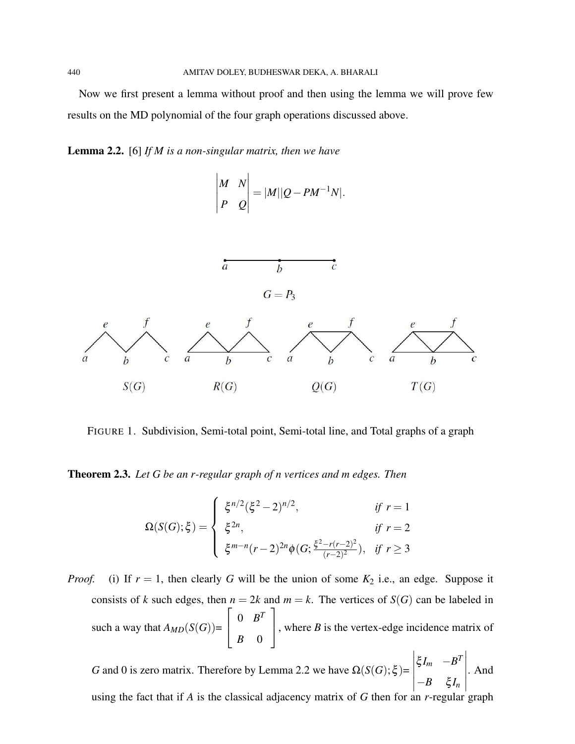Now we first present a lemma without proof and then using the lemma we will prove few results on the MD polynomial of the four graph operations discussed above.

**Lemma 2.2.** [6] *If $M$ is a non-singular matrix, then we have*

$$\begin{vmatrix} M & N \\ P & Q \end{vmatrix} = |M||Q - PM^{-1}N|.$$

$G = P_3$

$S(G)$ $R(G)$ $Q(G)$ $T(G)$

FIGURE 1. Subdivision, Semi-total point, Semi-total line, and Total graphs of a graph

**Theorem 2.3.** *Let $G$ be an $r$-regular graph of $n$ vertices and $m$ edges. Then*

$$\Omega(S(G);\xi) = \begin{cases} \xi^{n/2}(\xi^2 - 2)^{n/2}, & \text{if } r = 1 \\ \xi^{2n}, & \text{if } r = 2 \\ \xi^{m-n}(r-2)^{2n}\phi(G; \frac{\xi^2 - r(r-2)^2}{(r-2)^2}), & \text{if } r \geq 3 \end{cases}$$

*Proof.* (i) If $r = 1$, then clearly $G$ will be the union of some $K_2$ i.e., an edge. Suppose it consists of $k$ such edges, then $n = 2k$ and $m = k$. The vertices of $S(G)$ can be labeled in such a way that $A_{MD}(S(G))$= $\begin{bmatrix} 0 & B^T \\ B & 0 \end{bmatrix}$, where $B$ is the vertex-edge incidence matrix of $G$ and 0 is zero matrix. Therefore by Lemma 2.2 we have $\Omega(S(G);\xi)$= $\begin{vmatrix} \xi I_m & -B^T \\ -B & \xi I_n \end{vmatrix}$. And using the fact that if $A$ is the classical adjacency matrix of $G$ then for an $r$-regular graph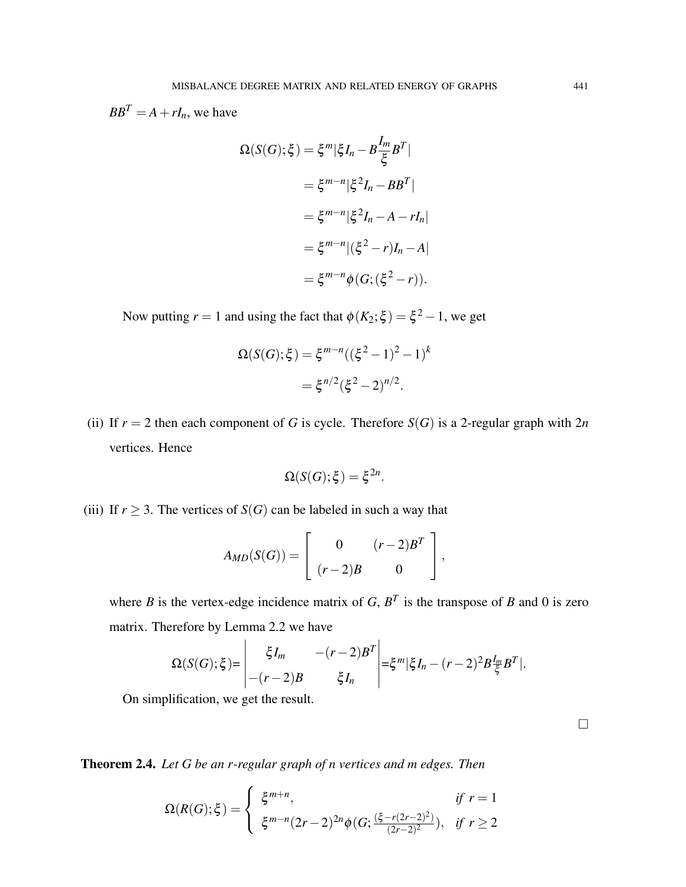$BB^T = A + rI_n$, we have

$$
\begin{aligned}
\Omega(S(G);\xi) &= \xi^m |\xi I_n - B\frac{I_m}{\xi}B^T| \\
&= \xi^{m-n}|\xi^2 I_n - BB^T| \\
&= \xi^{m-n}|\xi^2 I_n - A - rI_n| \\
&= \xi^{m-n}|(\xi^2 - r)I_n - A| \\
&= \xi^{m-n}\phi(G;(\xi^2 - r)).
\end{aligned}
$$

Now putting $r = 1$ and using the fact that $\phi(K_2;\xi) = \xi^2 - 1$, we get

$$
\begin{aligned}
\Omega(S(G);\xi) &= \xi^{m-n}((\xi^2-1)^2-1)^k \\
&= \xi^{n/2}(\xi^2-2)^{n/2}.
\end{aligned}
$$

(ii) If $r = 2$ then each component of $G$ is cycle. Therefore $S(G)$ is a 2-regular graph with $2n$ vertices. Hence

$$
\Omega(S(G);\xi) = \xi^{2n}.
$$

(iii) If $r \geq 3$. The vertices of $S(G)$ can be labeled in such a way that

$$
A_{MD}(S(G)) = \begin{bmatrix} 0 & (r-2)B^T \\ (r-2)B & 0 \end{bmatrix},
$$

where $B$ is the vertex-edge incidence matrix of $G$, $B^T$ is the transpose of $B$ and 0 is zero matrix. Therefore by Lemma 2.2 we have

$$
\Omega(S(G);\xi) = \begin{vmatrix} \xi I_m & -(r-2)B^T \\ -(r-2)B & \xi I_n \end{vmatrix} = \xi^m |\xi I_n - (r-2)^2 B\frac{I_m}{\xi}B^T|.
$$

On simplification, we get the result.

□

**Theorem 2.4.** *Let $G$ be an $r$-regular graph of $n$ vertices and $m$ edges. Then*

$$
\Omega(R(G);\xi) = \begin{cases} \xi^{m+n}, & \text{if } r = 1 \\ \xi^{m-n}(2r-2)^{2n}\phi(G;\frac{(\xi - r(2r-2)^2)}{(2r-2)^2}), & \text{if } r \geq 2 \end{cases}
$$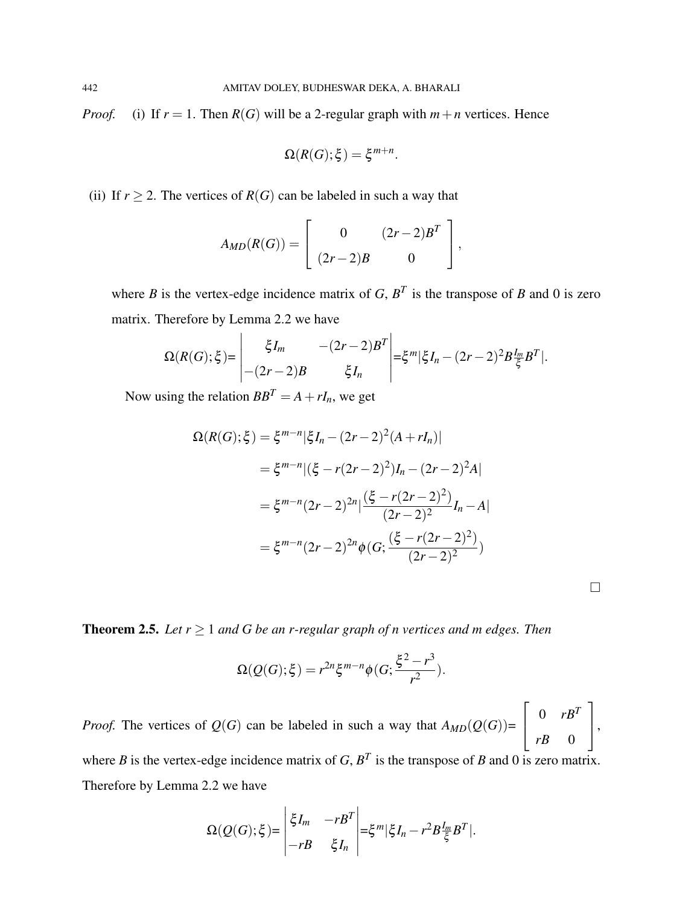*Proof.* (i) If $r = 1$. Then $R(G)$ will be a 2-regular graph with $m+n$ vertices. Hence

$$\Omega(R(G);\xi) = \xi^{m+n}.$$

(ii) If $r \geq 2$. The vertices of $R(G)$ can be labeled in such a way that

$$A_{MD}(R(G)) = \begin{bmatrix} 0 & (2r-2)B^T \\ (2r-2)B & 0 \end{bmatrix},$$

where $B$ is the vertex-edge incidence matrix of $G$, $B^T$ is the transpose of $B$ and 0 is zero matrix. Therefore by Lemma 2.2 we have

$$\Omega(R(G);\xi) = \begin{vmatrix} \xi I_m & -(2r-2)B^T \\ -(2r-2)B & \xi I_n \end{vmatrix} = \xi^m |\xi I_n - (2r-2)^2 B \tfrac{I_m}{\xi} B^T|.$$

Now using the relation $BB^T = A + rI_n$, we get

$$\begin{aligned}
\Omega(R(G);\xi) &= \xi^{m-n}|\xi I_n - (2r-2)^2(A + rI_n)| \\
&= \xi^{m-n}|(\xi - r(2r-2)^2)I_n - (2r-2)^2 A| \\
&= \xi^{m-n}(2r-2)^{2n}|\frac{(\xi - r(2r-2)^2)}{(2r-2)^2}I_n - A| \\
&= \xi^{m-n}(2r-2)^{2n}\phi(G; \frac{(\xi - r(2r-2)^2)}{(2r-2)^2})
\end{aligned}$$

□

**Theorem 2.5.** *Let $r \geq 1$ and $G$ be an $r$-regular graph of $n$ vertices and $m$ edges. Then*

$$\Omega(Q(G);\xi) = r^{2n}\xi^{m-n}\phi(G; \frac{\xi^2 - r^3}{r^2}).$$

*Proof.* The vertices of $Q(G)$ can be labeled in such a way that $A_{MD}(Q(G)) = \begin{bmatrix} 0 & rB^T \\ rB & 0 \end{bmatrix}$, where $B$ is the vertex-edge incidence matrix of $G$, $B^T$ is the transpose of $B$ and 0 is zero matrix. Therefore by Lemma 2.2 we have

$$\Omega(Q(G);\xi) = \begin{vmatrix} \xi I_m & -rB^T \\ -rB & \xi I_n \end{vmatrix} = \xi^m |\xi I_n - r^2 B \tfrac{I_m}{\xi} B^T|.$$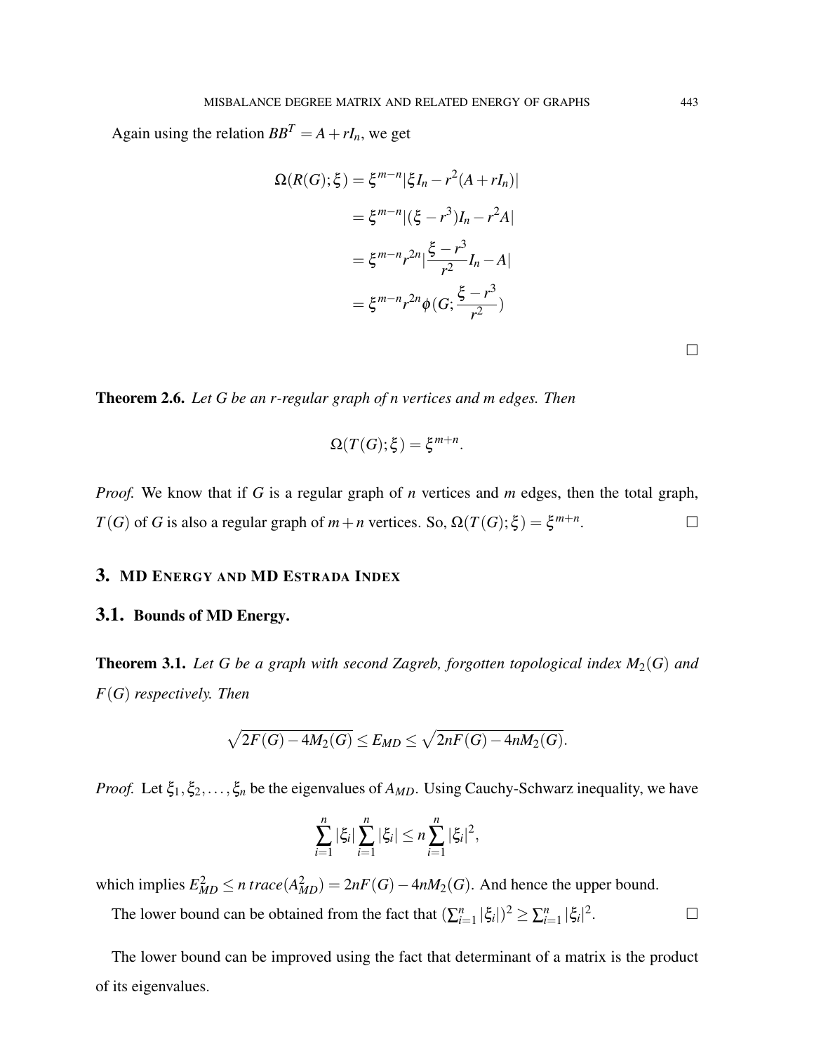Again using the relation $BB^T = A + rI_n$, we get

$$\Omega(R(G);\xi) = \xi^{m-n}|\xi I_n - r^2(A + rI_n)|$$

$$= \xi^{m-n}|(\xi - r^3)I_n - r^2 A|$$

$$= \xi^{m-n} r^{2n} |\frac{\xi - r^3}{r^2} I_n - A|$$

$$= \xi^{m-n} r^{2n} \phi(G; \frac{\xi - r^3}{r^2})$$

$\square$

**Theorem 2.6.** *Let $G$ be an $r$-regular graph of $n$ vertices and $m$ edges. Then*

$$\Omega(T(G);\xi) = \xi^{m+n}.$$

*Proof.* We know that if $G$ is a regular graph of $n$ vertices and $m$ edges, then the total graph, $T(G)$ of $G$ is also a regular graph of $m+n$ vertices. So, $\Omega(T(G);\xi) = \xi^{m+n}$. $\square$

## 3. MD Energy and MD Estrada Index

### 3.1. Bounds of MD Energy.

**Theorem 3.1.** *Let $G$ be a graph with second Zagreb, forgotten topological index $M_2(G)$ and $F(G)$ respectively. Then*

$$\sqrt{2F(G) - 4M_2(G)} \leq E_{MD} \leq \sqrt{2nF(G) - 4nM_2(G)}.$$

*Proof.* Let $\xi_1, \xi_2, \ldots, \xi_n$ be the eigenvalues of $A_{MD}$. Using Cauchy-Schwarz inequality, we have

$$\sum_{i=1}^{n} |\xi_i| \sum_{i=1}^{n} |\xi_i| \leq n \sum_{i=1}^{n} |\xi_i|^2,$$

which implies $E_{MD}^2 \leq n\, trace(A_{MD}^2) = 2nF(G) - 4nM_2(G)$. And hence the upper bound.

The lower bound can be obtained from the fact that $(\sum_{i=1}^{n} |\xi_i|)^2 \geq \sum_{i=1}^{n} |\xi_i|^2$. $\square$

The lower bound can be improved using the fact that determinant of a matrix is the product of its eigenvalues.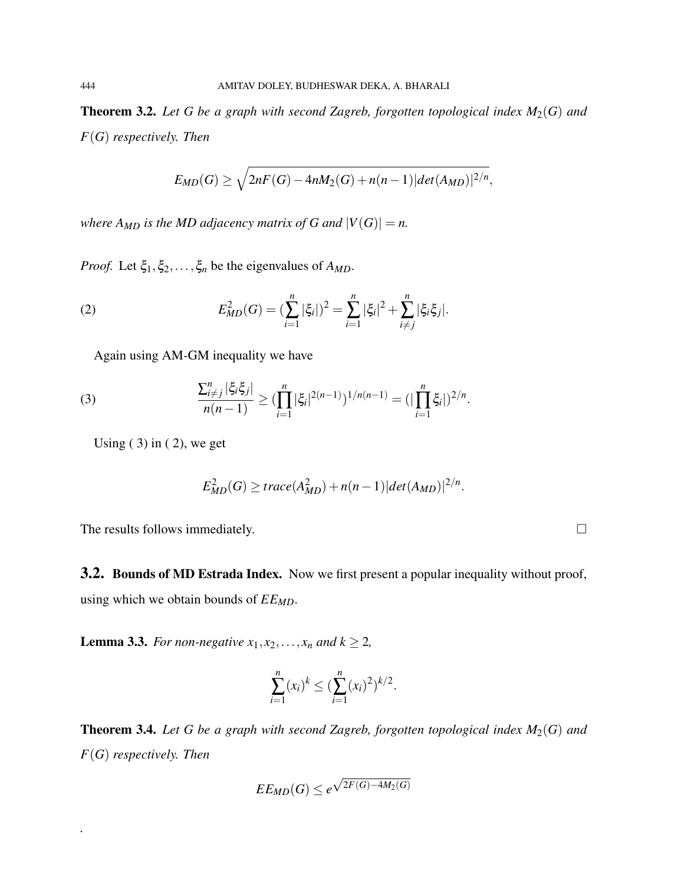**Theorem 3.2.** *Let $G$ be a graph with second Zagreb, forgotten topological index $M_2(G)$ and $F(G)$ respectively. Then*

$$E_{MD}(G) \geq \sqrt{2nF(G) - 4nM_2(G) + n(n-1)|det(A_{MD})|^{2/n}},$$

*where $A_{MD}$ is the MD adjacency matrix of $G$ and $|V(G)| = n$.*

*Proof.* Let $\xi_1, \xi_2, \ldots, \xi_n$ be the eigenvalues of $A_{MD}$.

$$E^2_{MD}(G) = (\sum_{i=1}^{n} |\xi_i|)^2 = \sum_{i=1}^{n} |\xi_i|^2 + \sum_{i \neq j}^{n} |\xi_i \xi_j|. \tag{2}$$

Again using AM-GM inequality we have

$$\frac{\sum_{i \neq j}^{n} |\xi_i \xi_j|}{n(n-1)} \geq (\prod_{i=1}^{n} |\xi_i|^{2(n-1)})^{1/n(n-1)} = (|\prod_{i=1}^{n} \xi_i|)^{2/n}. \tag{3}$$

Using ( 3) in ( 2), we get

$$E^2_{MD}(G) \geq trace(A^2_{MD}) + n(n-1)|det(A_{MD})|^{2/n}.$$

The results follows immediately. □

## 3.2. Bounds of MD Estrada Index.

Now we first present a popular inequality without proof, using which we obtain bounds of $EE_{MD}$.

**Lemma 3.3.** *For non-negative $x_1, x_2, \ldots, x_n$ and $k \geq 2$,*

$$\sum_{i=1}^{n} (x_i)^k \leq (\sum_{i=1}^{n} (x_i)^2)^{k/2}.$$

**Theorem 3.4.** *Let $G$ be a graph with second Zagreb, forgotten topological index $M_2(G)$ and $F(G)$ respectively. Then*

$$EE_{MD}(G) \leq e^{\sqrt{2F(G) - 4M_2(G)}}$$

.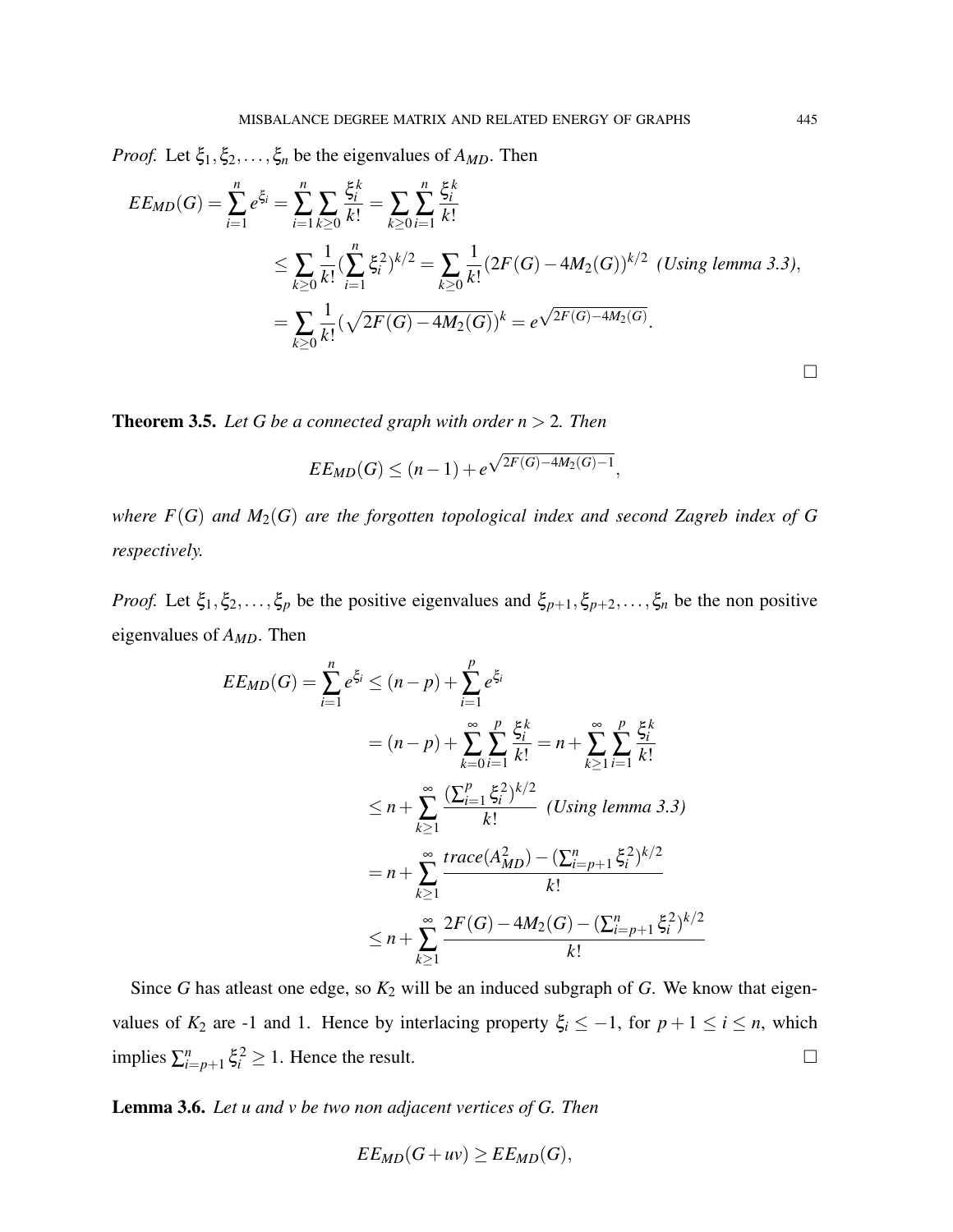*Proof.* Let $\xi_1, \xi_2, \ldots, \xi_n$ be the eigenvalues of $A_{MD}$. Then

$$
\begin{aligned}
EE_{MD}(G) = \sum_{i=1}^{n} e^{\xi_i} = \sum_{i=1}^{n}\sum_{k\geq 0}\frac{\xi_i^k}{k!} = \sum_{k\geq 0}\sum_{i=1}^{n}\frac{\xi_i^k}{k!} \\
&\leq \sum_{k\geq 0}\frac{1}{k!}(\sum_{i=1}^{n}\xi_i^2)^{k/2} = \sum_{k\geq 0}\frac{1}{k!}(2F(G)-4M_2(G))^{k/2} \textit{ (Using lemma 3.3)}, \\
&= \sum_{k\geq 0}\frac{1}{k!}(\sqrt{2F(G)-4M_2(G)})^k = e^{\sqrt{2F(G)-4M_2(G)}}.
\end{aligned}
$$

□

**Theorem 3.5.** *Let $G$ be a connected graph with order $n > 2$. Then*

$$
EE_{MD}(G) \leq (n-1) + e^{\sqrt{2F(G)-4M_2(G)-1}},
$$

*where $F(G)$ and $M_2(G)$ are the forgotten topological index and second Zagreb index of $G$ respectively.*

*Proof.* Let $\xi_1, \xi_2, \ldots, \xi_p$ be the positive eigenvalues and $\xi_{p+1}, \xi_{p+2}, \ldots, \xi_n$ be the non positive eigenvalues of $A_{MD}$. Then

$$
\begin{aligned}
EE_{MD}(G) = \sum_{i=1}^{n} e^{\xi_i} &\leq (n-p) + \sum_{i=1}^{p} e^{\xi_i} \\
&= (n-p) + \sum_{k=0}^{\infty}\sum_{i=1}^{p}\frac{\xi_i^k}{k!} = n + \sum_{k\geq 1}^{\infty}\sum_{i=1}^{p}\frac{\xi_i^k}{k!} \\
&\leq n + \sum_{k\geq 1}^{\infty}\frac{(\sum_{i=1}^{p}\xi_i^2)^{k/2}}{k!} \textit{ (Using lemma 3.3)} \\
&= n + \sum_{k\geq 1}^{\infty}\frac{trace(A_{MD}^2) - (\sum_{i=p+1}^{n}\xi_i^2)^{k/2}}{k!} \\
&\leq n + \sum_{k\geq 1}^{\infty}\frac{2F(G) - 4M_2(G) - (\sum_{i=p+1}^{n}\xi_i^2)^{k/2}}{k!}
\end{aligned}
$$

Since $G$ has atleast one edge, so $K_2$ will be an induced subgraph of $G$. We know that eigenvalues of $K_2$ are -1 and 1. Hence by interlacing property $\xi_i \leq -1$, for $p+1 \leq i \leq n$, which implies $\sum_{i=p+1}^{n}\xi_i^2 \geq 1$. Hence the result. □

**Lemma 3.6.** *Let $u$ and $v$ be two non adjacent vertices of $G$. Then*

$$
EE_{MD}(G+uv) \geq EE_{MD}(G),
$$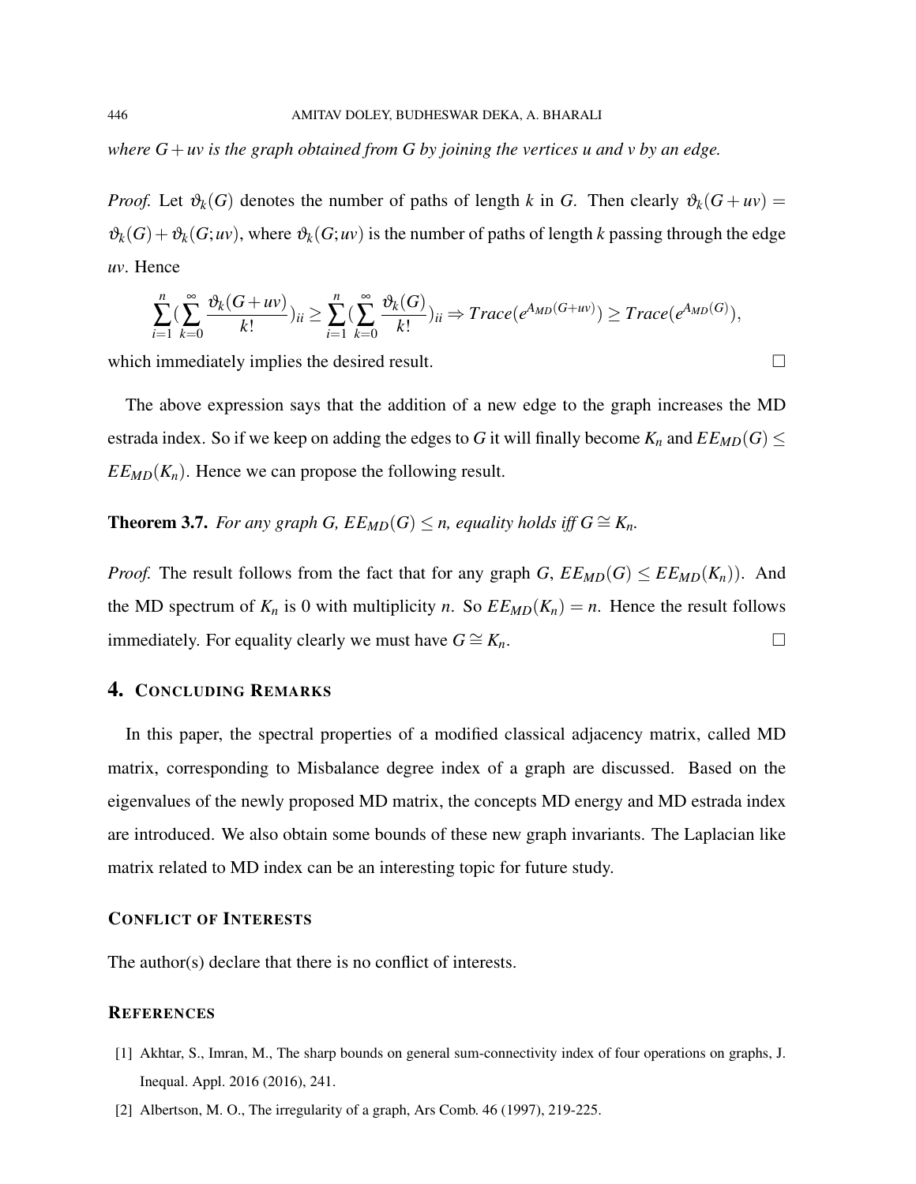*where $G+uv$ is the graph obtained from $G$ by joining the vertices $u$ and $v$ by an edge.*

*Proof.* Let $\vartheta_k(G)$ denotes the number of paths of length $k$ in $G$. Then clearly $\vartheta_k(G+uv) = \vartheta_k(G) + \vartheta_k(G;uv)$, where $\vartheta_k(G;uv)$ is the number of paths of length $k$ passing through the edge $uv$. Hence

$$\sum_{i=1}^{n}(\sum_{k=0}^{\infty}\frac{\vartheta_k(G+uv)}{k!})_{ii} \geq \sum_{i=1}^{n}(\sum_{k=0}^{\infty}\frac{\vartheta_k(G)}{k!})_{ii} \Rightarrow Trace(e^{A_{MD}(G+uv)}) \geq Trace(e^{A_{MD}(G)}),$$

which immediately implies the desired result. □

The above expression says that the addition of a new edge to the graph increases the MD estrada index. So if we keep on adding the edges to $G$ it will finally become $K_n$ and $EE_{MD}(G) \leq EE_{MD}(K_n)$. Hence we can propose the following result.

**Theorem 3.7.** *For any graph $G$, $EE_{MD}(G) \leq n$, equality holds iff $G \cong K_n$.*

*Proof.* The result follows from the fact that for any graph $G$, $EE_{MD}(G) \leq EE_{MD}(K_n))$. And the MD spectrum of $K_n$ is 0 with multiplicity $n$. So $EE_{MD}(K_n) = n$. Hence the result follows immediately. For equality clearly we must have $G \cong K_n$. □

## 4. CONCLUDING REMARKS

In this paper, the spectral properties of a modified classical adjacency matrix, called MD matrix, corresponding to Misbalance degree index of a graph are discussed. Based on the eigenvalues of the newly proposed MD matrix, the concepts MD energy and MD estrada index are introduced. We also obtain some bounds of these new graph invariants. The Laplacian like matrix related to MD index can be an interesting topic for future study.

### CONFLICT OF INTERESTS

The author(s) declare that there is no conflict of interests.

### REFERENCES

[1] Akhtar, S., Imran, M., The sharp bounds on general sum-connectivity index of four operations on graphs, J. Inequal. Appl. 2016 (2016), 241.

[2] Albertson, M. O., The irregularity of a graph, Ars Comb. 46 (1997), 219-225.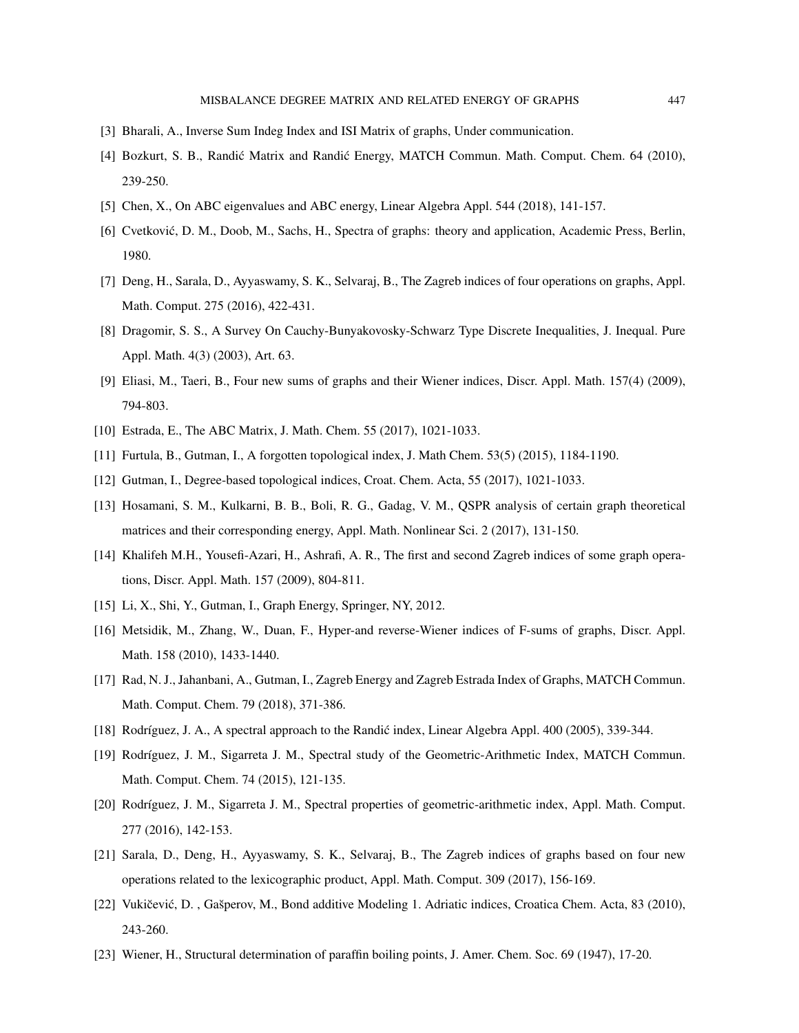[3] Bharali, A., Inverse Sum Indeg Index and ISI Matrix of graphs, Under communication.

[4] Bozkurt, S. B., Randić Matrix and Randić Energy, MATCH Commun. Math. Comput. Chem. 64 (2010), 239-250.

[5] Chen, X., On ABC eigenvalues and ABC energy, Linear Algebra Appl. 544 (2018), 141-157.

[6] Cvetković, D. M., Doob, M., Sachs, H., Spectra of graphs: theory and application, Academic Press, Berlin, 1980.

[7] Deng, H., Sarala, D., Ayyaswamy, S. K., Selvaraj, B., The Zagreb indices of four operations on graphs, Appl. Math. Comput. 275 (2016), 422-431.

[8] Dragomir, S. S., A Survey On Cauchy-Bunyakovosky-Schwarz Type Discrete Inequalities, J. Inequal. Pure Appl. Math. 4(3) (2003), Art. 63.

[9] Eliasi, M., Taeri, B., Four new sums of graphs and their Wiener indices, Discr. Appl. Math. 157(4) (2009), 794-803.

[10] Estrada, E., The ABC Matrix, J. Math. Chem. 55 (2017), 1021-1033.

[11] Furtula, B., Gutman, I., A forgotten topological index, J. Math Chem. 53(5) (2015), 1184-1190.

[12] Gutman, I., Degree-based topological indices, Croat. Chem. Acta, 55 (2017), 1021-1033.

[13] Hosamani, S. M., Kulkarni, B. B., Boli, R. G., Gadag, V. M., QSPR analysis of certain graph theoretical matrices and their corresponding energy, Appl. Math. Nonlinear Sci. 2 (2017), 131-150.

[14] Khalifeh M.H., Yousefi-Azari, H., Ashrafi, A. R., The first and second Zagreb indices of some graph operations, Discr. Appl. Math. 157 (2009), 804-811.

[15] Li, X., Shi, Y., Gutman, I., Graph Energy, Springer, NY, 2012.

[16] Metsidik, M., Zhang, W., Duan, F., Hyper-and reverse-Wiener indices of F-sums of graphs, Discr. Appl. Math. 158 (2010), 1433-1440.

[17] Rad, N. J., Jahanbani, A., Gutman, I., Zagreb Energy and Zagreb Estrada Index of Graphs, MATCH Commun. Math. Comput. Chem. 79 (2018), 371-386.

[18] Rodríguez, J. A., A spectral approach to the Randić index, Linear Algebra Appl. 400 (2005), 339-344.

[19] Rodríguez, J. M., Sigarreta J. M., Spectral study of the Geometric-Arithmetic Index, MATCH Commun. Math. Comput. Chem. 74 (2015), 121-135.

[20] Rodríguez, J. M., Sigarreta J. M., Spectral properties of geometric-arithmetic index, Appl. Math. Comput. 277 (2016), 142-153.

[21] Sarala, D., Deng, H., Ayyaswamy, S. K., Selvaraj, B., The Zagreb indices of graphs based on four new operations related to the lexicographic product, Appl. Math. Comput. 309 (2017), 156-169.

[22] Vukičević, D. , Gašperov, M., Bond additive Modeling 1. Adriatic indices, Croatica Chem. Acta, 83 (2010), 243-260.

[23] Wiener, H., Structural determination of paraffin boiling points, J. Amer. Chem. Soc. 69 (1947), 17-20.